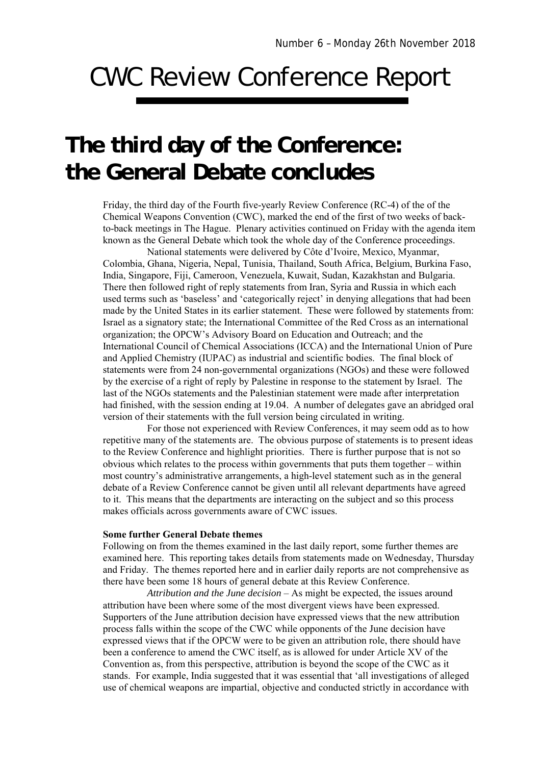Number 6 – Monday 26th November 2018

# CWC Review Conference Report

## The third day of the Conference: the General Debate concludes

Friday, the third day of the Fourth five-yearly Review Conference (RC-4) of the of the Chemical Weapons Convention (CWC), marked the end of the first of two weeks of back-to-back meetings in The Hague. Plenary activities continued on Friday with the agenda item known as the General Debate which took the whole day of the Conference proceedings.

National statements were delivered by Côte d'Ivoire, Mexico, Myanmar, Colombia, Ghana, Nigeria, Nepal, Tunisia, Thailand, South Africa, Belgium, Burkina Faso, India, Singapore, Fiji, Cameroon, Venezuela, Kuwait, Sudan, Kazakhstan and Bulgaria. There then followed right of reply statements from Iran, Syria and Russia in which each used terms such as 'baseless' and 'categorically reject' in denying allegations that had been made by the United States in its earlier statement. These were followed by statements from: Israel as a signatory state; the International Committee of the Red Cross as an international organization; the OPCW's Advisory Board on Education and Outreach; and the International Council of Chemical Associations (ICCA) and the International Union of Pure and Applied Chemistry (IUPAC) as industrial and scientific bodies. The final block of statements were from 24 non-governmental organizations (NGOs) and these were followed by the exercise of a right of reply by Palestine in response to the statement by Israel. The last of the NGOs statements and the Palestinian statement were made after interpretation had finished, with the session ending at 19.04. A number of delegates gave an abridged oral version of their statements with the full version being circulated in writing.

For those not experienced with Review Conferences, it may seem odd as to how repetitive many of the statements are. The obvious purpose of statements is to present ideas to the Review Conference and highlight priorities. There is further purpose that is not so obvious which relates to the process within governments that puts them together – within most country's administrative arrangements, a high-level statement such as in the general debate of a Review Conference cannot be given until all relevant departments have agreed to it. This means that the departments are interacting on the subject and so this process makes officials across governments aware of CWC issues.

**Some further General Debate themes**

Following on from the themes examined in the last daily report, some further themes are examined here. This reporting takes details from statements made on Wednesday, Thursday and Friday. The themes reported here and in earlier daily reports are not comprehensive as there have been some 18 hours of general debate at this Review Conference.

*Attribution and the June decision* – As might be expected, the issues around attribution have been where some of the most divergent views have been expressed. Supporters of the June attribution decision have expressed views that the new attribution process falls within the scope of the CWC while opponents of the June decision have expressed views that if the OPCW were to be given an attribution role, there should have been a conference to amend the CWC itself, as is allowed for under Article XV of the Convention as, from this perspective, attribution is beyond the scope of the CWC as it stands. For example, India suggested that it was essential that 'all investigations of alleged use of chemical weapons are impartial, objective and conducted strictly in accordance with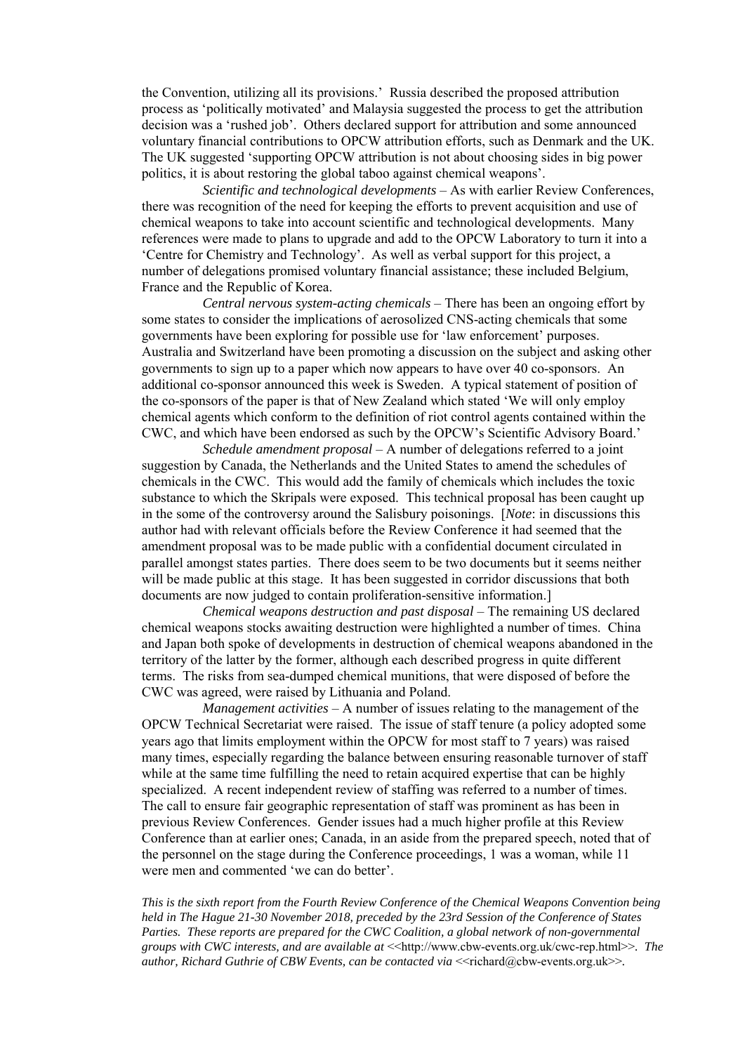the Convention, utilizing all its provisions.' Russia described the proposed attribution process as 'politically motivated' and Malaysia suggested the process to get the attribution decision was a 'rushed job'. Others declared support for attribution and some announced voluntary financial contributions to OPCW attribution efforts, such as Denmark and the UK. The UK suggested 'supporting OPCW attribution is not about choosing sides in big power politics, it is about restoring the global taboo against chemical weapons'.

*Scientific and technological developments* – As with earlier Review Conferences, there was recognition of the need for keeping the efforts to prevent acquisition and use of chemical weapons to take into account scientific and technological developments. Many references were made to plans to upgrade and add to the OPCW Laboratory to turn it into a 'Centre for Chemistry and Technology'. As well as verbal support for this project, a number of delegations promised voluntary financial assistance; these included Belgium, France and the Republic of Korea.

*Central nervous system-acting chemicals* – There has been an ongoing effort by some states to consider the implications of aerosolized CNS-acting chemicals that some governments have been exploring for possible use for 'law enforcement' purposes. Australia and Switzerland have been promoting a discussion on the subject and asking other governments to sign up to a paper which now appears to have over 40 co-sponsors. An additional co-sponsor announced this week is Sweden. A typical statement of position of the co-sponsors of the paper is that of New Zealand which stated 'We will only employ chemical agents which conform to the definition of riot control agents contained within the CWC, and which have been endorsed as such by the OPCW's Scientific Advisory Board.'

*Schedule amendment proposal* – A number of delegations referred to a joint suggestion by Canada, the Netherlands and the United States to amend the schedules of chemicals in the CWC. This would add the family of chemicals which includes the toxic substance to which the Skripals were exposed. This technical proposal has been caught up in the some of the controversy around the Salisbury poisonings. [*Note*: in discussions this author had with relevant officials before the Review Conference it had seemed that the amendment proposal was to be made public with a confidential document circulated in parallel amongst states parties. There does seem to be two documents but it seems neither will be made public at this stage. It has been suggested in corridor discussions that both documents are now judged to contain proliferation-sensitive information.]

*Chemical weapons destruction and past disposal* – The remaining US declared chemical weapons stocks awaiting destruction were highlighted a number of times. China and Japan both spoke of developments in destruction of chemical weapons abandoned in the territory of the latter by the former, although each described progress in quite different terms. The risks from sea-dumped chemical munitions, that were disposed of before the CWC was agreed, were raised by Lithuania and Poland.

*Management activities* – A number of issues relating to the management of the OPCW Technical Secretariat were raised. The issue of staff tenure (a policy adopted some years ago that limits employment within the OPCW for most staff to 7 years) was raised many times, especially regarding the balance between ensuring reasonable turnover of staff while at the same time fulfilling the need to retain acquired expertise that can be highly specialized. A recent independent review of staffing was referred to a number of times. The call to ensure fair geographic representation of staff was prominent as has been in previous Review Conferences. Gender issues had a much higher profile at this Review Conference than at earlier ones; Canada, in an aside from the prepared speech, noted that of the personnel on the stage during the Conference proceedings, 1 was a woman, while 11 were men and commented 'we can do better'.

*This is the sixth report from the Fourth Review Conference of the Chemical Weapons Convention being held in The Hague 21-30 November 2018, preceded by the 23rd Session of the Conference of States Parties. These reports are prepared for the CWC Coalition, a global network of non-governmental groups with CWC interests, and are available at* <<http://www.cbw-events.org.uk/cwc-rep.html>>. *The author, Richard Guthrie of CBW Events, can be contacted via* <<richard@cbw-events.org.uk>>.